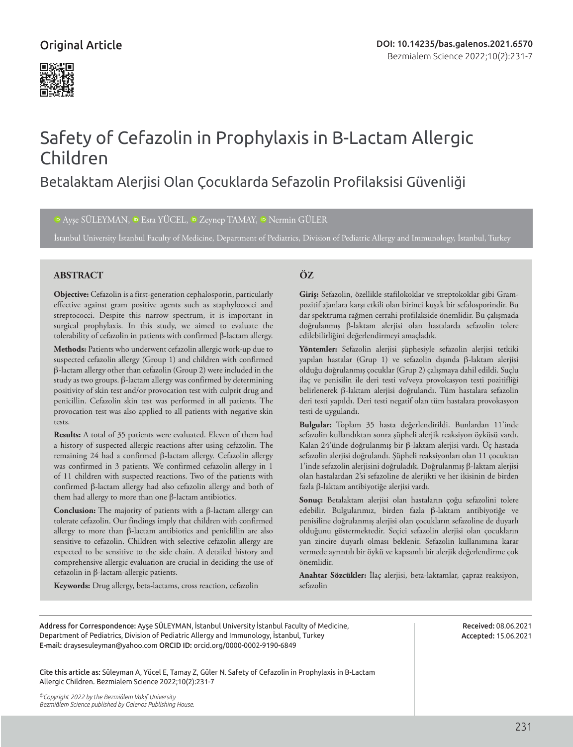Original Article

DOI: 10.14235/bas.galenos.2021.6570

# Safety of Cefazolin in Prophylaxis in B-Lactam Allergic Children

## Betalaktam Alerjisi Olan Çocuklarda Sefazolin Profilaksisi Güvenliği

Ayşe SÜLEYMAN, Esra YÜCEL, Zeynep TAMAY, Nermin GÜLER

İstanbul University İstanbul Faculty of Medicine, Department of Pediatrics, Division of Pediatric Allergy and Immunology, İstanbul, Turkey

### ABSTRACT

**Objective:** Cefazolin is a first-generation cephalosporin, particularly effective against gram positive agents such as staphylococci and streptococci. Despite this narrow spectrum, it is important in surgical prophylaxis. In this study, we aimed to evaluate the tolerability of cefazolin in patients with confirmed β-lactam allergy.

**Methods:** Patients who underwent cefazolin allergic work-up due to suspected cefazolin allergy (Group 1) and children with confirmed β-lactam allergy other than cefazolin (Group 2) were included in the study as two groups. β-lactam allergy was confirmed by determining positivity of skin test and/or provocation test with culprit drug and penicillin. Cefazolin skin test was performed in all patients. The provocation test was also applied to all patients with negative skin tests.

**Results:** A total of 35 patients were evaluated. Eleven of them had a history of suspected allergic reactions after using cefazolin. The remaining 24 had a confirmed β-lactam allergy. Cefazolin allergy was confirmed in 3 patients. We confirmed cefazolin allergy in 1 of 11 children with suspected reactions. Two of the patients with confirmed β-lactam allergy had also cefazolin allergy and both of them had allergy to more than one β-lactam antibiotics.

**Conclusion:** The majority of patients with a β-lactam allergy can tolerate cefazolin. Our findings imply that children with confirmed allergy to more than β-lactam antibiotics and peniclillin are also sensitive to cefazolin. Children with selective cefazolin allergy are expected to be sensitive to the side chain. A detailed history and comprehensive allergic evaluation are crucial in deciding the use of cefazolin in β-lactam-allergic patients.

**Keywords:** Drug allergy, beta-lactams, cross reaction, cefazolin

### ÖZ

**Giriş:** Sefazolin, özellikle stafilokoklar ve streptokoklar gibi Gram-pozitif ajanlara karşı etkili olan birinci kuşak bir sefalosporindir. Bu dar spektruma rağmen cerrahi profilakside önemlidir. Bu çalışmada doğrulanmış β-laktam alerjisi olan hastalarda sefazolin tolere edilebilirliğini değerlendirmeyi amaçladık.

**Yöntemler:** Sefazolin alerjisi şüphesiyle sefazolin alerjisi tetkiki yapılan hastalar (Grup 1) ve sefazolin dışında β-laktam alerjisi olduğu doğrulanmış çocuklar (Grup 2) çalışmaya dahil edildi. Suçlu ilaç ve penisilin ile deri testi ve/veya provokasyon testi pozitifliği belirlenerek β-laktam alerjisi doğrulandı. Tüm hastalara sefazolin deri testi yapıldı. Deri testi negatif olan tüm hastalara provokasyon testi de uygulandı.

**Bulgular:** Toplam 35 hasta değerlendirildi. Bunlardan 11'inde sefazolin kullandıktan sonra şüpheli alerjik reaksiyon öyküsü vardı. Kalan 24'ünde doğrulanmış bir β-laktam alerjisi vardı. Üç hastada sefazolin alerjisi doğrulandı. Şüpheli reaksiyonları olan 11 çocuktan 1'inde sefazolin alerjisini doğruladık. Doğrulanmış β-laktam alerjisi olan hastalardan 2'si sefazoline de alerjikti ve her ikisinin de birden fazla β-laktam antibiyotiğe alerjisi vardı.

**Sonuç:** Betalaktam alerjisi olan hastaların çoğu sefazolini tolere edebilir. Bulgularımız, birden fazla β-laktam antibiyotiğe ve penisiline doğrulanmış alerjisi olan çocukların sefazoline de duyarlı olduğunu göstermektedir. Seçici sefazolin alerjisi olan çocukların yan zincire duyarlı olması beklenir. Sefazolin kullanımına karar vermede ayrıntılı bir öykü ve kapsamlı bir alerjik değerlendirme çok önemlidir.

**Anahtar Sözcükler:** İlaç alerjisi, beta-laktamlar, çapraz reaksiyon, sefazolin

---

**Address for Correspondence:** Ayşe SÜLEYMAN, İstanbul University İstanbul Faculty of Medicine, Department of Pediatrics, Division of Pediatric Allergy and Immunology, İstanbul, Turkey
**E-mail:** draysesuleyman@yahoo.com **ORCID ID:** orcid.org/0000-0002-9190-6849

**Received:** 08.06.2021
**Accepted:** 15.06.2021

**Cite this article as:** Süleyman A, Yücel E, Tamay Z, Güler N. Safety of Cefazolin in Prophylaxis in B-Lactam Allergic Children. Bezmialem Science 2022;10(2):231-7

*©Copyright 2022 by the Bezmiâlem Vakıf University*
*Bezmiâlem Science published by Galenos Publishing House.*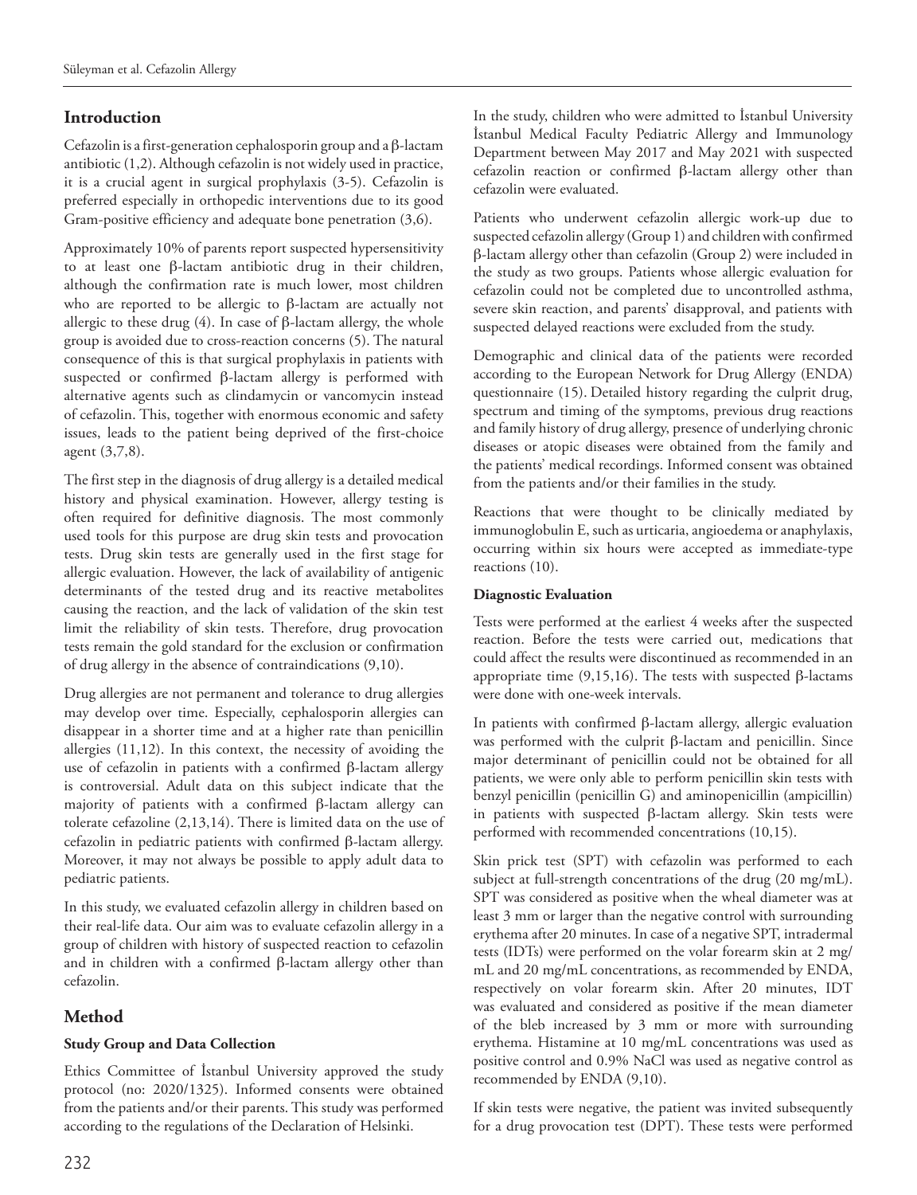## Introduction

Cefazolin is a first-generation cephalosporin group and a β-lactam antibiotic (1,2). Although cefazolin is not widely used in practice, it is a crucial agent in surgical prophylaxis (3-5). Cefazolin is preferred especially in orthopedic interventions due to its good Gram-positive efficiency and adequate bone penetration (3,6).

Approximately 10% of parents report suspected hypersensitivity to at least one β-lactam antibiotic drug in their children, although the confirmation rate is much lower, most children who are reported to be allergic to β-lactam are actually not allergic to these drug (4). In case of β-lactam allergy, the whole group is avoided due to cross-reaction concerns (5). The natural consequence of this is that surgical prophylaxis in patients with suspected or confirmed β-lactam allergy is performed with alternative agents such as clindamycin or vancomycin instead of cefazolin. This, together with enormous economic and safety issues, leads to the patient being deprived of the first-choice agent (3,7,8).

The first step in the diagnosis of drug allergy is a detailed medical history and physical examination. However, allergy testing is often required for definitive diagnosis. The most commonly used tools for this purpose are drug skin tests and provocation tests. Drug skin tests are generally used in the first stage for allergic evaluation. However, the lack of availability of antigenic determinants of the tested drug and its reactive metabolites causing the reaction, and the lack of validation of the skin test limit the reliability of skin tests. Therefore, drug provocation tests remain the gold standard for the exclusion or confirmation of drug allergy in the absence of contraindications (9,10).

Drug allergies are not permanent and tolerance to drug allergies may develop over time. Especially, cephalosporin allergies can disappear in a shorter time and at a higher rate than penicillin allergies (11,12). In this context, the necessity of avoiding the use of cefazolin in patients with a confirmed β-lactam allergy is controversial. Adult data on this subject indicate that the majority of patients with a confirmed β-lactam allergy can tolerate cefazoline (2,13,14). There is limited data on the use of cefazolin in pediatric patients with confirmed β-lactam allergy. Moreover, it may not always be possible to apply adult data to pediatric patients.

In this study, we evaluated cefazolin allergy in children based on their real-life data. Our aim was to evaluate cefazolin allergy in a group of children with history of suspected reaction to cefazolin and in children with a confirmed β-lactam allergy other than cefazolin.

## Method

### Study Group and Data Collection

Ethics Committee of İstanbul University approved the study protocol (no: 2020/1325). Informed consents were obtained from the patients and/or their parents. This study was performed according to the regulations of the Declaration of Helsinki.

In the study, children who were admitted to İstanbul University İstanbul Medical Faculty Pediatric Allergy and Immunology Department between May 2017 and May 2021 with suspected cefazolin reaction or confirmed β-lactam allergy other than cefazolin were evaluated.

Patients who underwent cefazolin allergic work-up due to suspected cefazolin allergy (Group 1) and children with confirmed β-lactam allergy other than cefazolin (Group 2) were included in the study as two groups. Patients whose allergic evaluation for cefazolin could not be completed due to uncontrolled asthma, severe skin reaction, and parents' disapproval, and patients with suspected delayed reactions were excluded from the study.

Demographic and clinical data of the patients were recorded according to the European Network for Drug Allergy (ENDA) questionnaire (15). Detailed history regarding the culprit drug, spectrum and timing of the symptoms, previous drug reactions and family history of drug allergy, presence of underlying chronic diseases or atopic diseases were obtained from the family and the patients' medical recordings. Informed consent was obtained from the patients and/or their families in the study.

Reactions that were thought to be clinically mediated by immunoglobulin E, such as urticaria, angioedema or anaphylaxis, occurring within six hours were accepted as immediate-type reactions (10).

### Diagnostic Evaluation

Tests were performed at the earliest 4 weeks after the suspected reaction. Before the tests were carried out, medications that could affect the results were discontinued as recommended in an appropriate time (9,15,16). The tests with suspected β-lactams were done with one-week intervals.

In patients with confirmed β-lactam allergy, allergic evaluation was performed with the culprit β-lactam and penicillin. Since major determinant of penicillin could not be obtained for all patients, we were only able to perform penicillin skin tests with benzyl penicillin (penicillin G) and aminopenicillin (ampicillin) in patients with suspected β-lactam allergy. Skin tests were performed with recommended concentrations (10,15).

Skin prick test (SPT) with cefazolin was performed to each subject at full-strength concentrations of the drug (20 mg/mL). SPT was considered as positive when the wheal diameter was at least 3 mm or larger than the negative control with surrounding erythema after 20 minutes. In case of a negative SPT, intradermal tests (IDTs) were performed on the volar forearm skin at 2 mg/mL and 20 mg/mL concentrations, as recommended by ENDA, respectively on volar forearm skin. After 20 minutes, IDT was evaluated and considered as positive if the mean diameter of the bleb increased by 3 mm or more with surrounding erythema. Histamine at 10 mg/mL concentrations was used as positive control and 0.9% NaCl was used as negative control as recommended by ENDA (9,10).

If skin tests were negative, the patient was invited subsequently for a drug provocation test (DPT). These tests were performed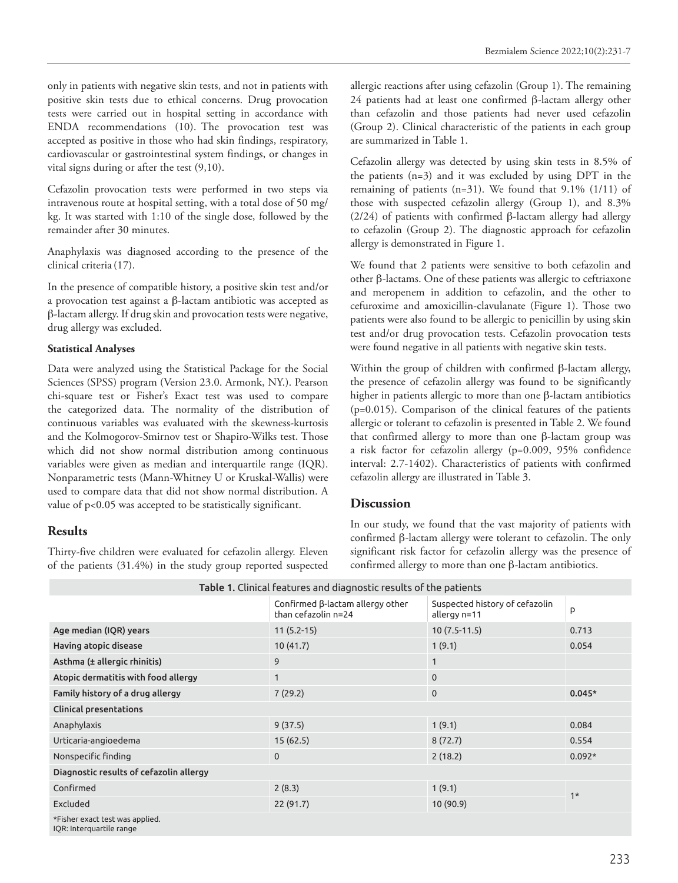only in patients with negative skin tests, and not in patients with positive skin tests due to ethical concerns. Drug provocation tests were carried out in hospital setting in accordance with ENDA recommendations (10). The provocation test was accepted as positive in those who had skin findings, respiratory, cardiovascular or gastrointestinal system findings, or changes in vital signs during or after the test (9,10).

Cefazolin provocation tests were performed in two steps via intravenous route at hospital setting, with a total dose of 50 mg/kg. It was started with 1:10 of the single dose, followed by the remainder after 30 minutes.

Anaphylaxis was diagnosed according to the presence of the clinical criteria (17).

In the presence of compatible history, a positive skin test and/or a provocation test against a β-lactam antibiotic was accepted as β-lactam allergy. If drug skin and provocation tests were negative, drug allergy was excluded.

**Statistical Analyses**

Data were analyzed using the Statistical Package for the Social Sciences (SPSS) program (Version 23.0. Armonk, NY.). Pearson chi-square test or Fisher's Exact test was used to compare the categorized data. The normality of the distribution of continuous variables was evaluated with the skewness-kurtosis and the Kolmogorov-Smirnov test or Shapiro-Wilks test. Those which did not show normal distribution among continuous variables were given as median and interquartile range (IQR). Nonparametric tests (Mann-Whitney U or Kruskal-Wallis) were used to compare data that did not show normal distribution. A value of $p<0.05$ was accepted to be statistically significant.

## Results

Thirty-five children were evaluated for cefazolin allergy. Eleven of the patients (31.4%) in the study group reported suspected allergic reactions after using cefazolin (Group 1). The remaining 24 patients had at least one confirmed β-lactam allergy other than cefazolin and those patients had never used cefazolin (Group 2). Clinical characteristic of the patients in each group are summarized in Table 1.

Cefazolin allergy was detected by using skin tests in 8.5% of the patients (n=3) and it was excluded by using DPT in the remaining of patients (n=31). We found that 9.1% (1/11) of those with suspected cefazolin allergy (Group 1), and 8.3% (2/24) of patients with confirmed β-lactam allergy had allergy to cefazolin (Group 2). The diagnostic approach for cefazolin allergy is demonstrated in Figure 1.

We found that 2 patients were sensitive to both cefazolin and other β-lactams. One of these patients was allergic to ceftriaxone and meropenem in addition to cefazolin, and the other to cefuroxime and amoxicillin-clavulanate (Figure 1). Those two patients were also found to be allergic to penicillin by using skin test and/or drug provocation tests. Cefazolin provocation tests were found negative in all patients with negative skin tests.

Within the group of children with confirmed β-lactam allergy, the presence of cefazolin allergy was found to be significantly higher in patients allergic to more than one β-lactam antibiotics ($p=0.015$). Comparison of the clinical features of the patients allergic or tolerant to cefazolin is presented in Table 2. We found that confirmed allergy to more than one β-lactam group was a risk factor for cefazolin allergy ($p=0.009$, 95% confidence interval: 2.7-1402). Characteristics of patients with confirmed cefazolin allergy are illustrated in Table 3.

## Discussion

In our study, we found that the vast majority of patients with confirmed β-lactam allergy were tolerant to cefazolin. The only significant risk factor for cefazolin allergy was the presence of confirmed allergy to more than one β-lactam antibiotics.

**Table 1.** Clinical features and diagnostic results of the patients

| | Confirmed β-lactam allergy other than cefazolin n=24 | Suspected history of cefazolin allergy n=11 | p |
|---|---|---|---|
| **Age median (IQR) years** | 11 (5.2-15) | 10 (7.5-11.5) | 0.713 |
| **Having atopic disease** | 10 (41.7) | 1 (9.1) | 0.054 |
| **Asthma (± allergic rhinitis)** | 9 | 1 | |
| **Atopic dermatitis with food allergy** | 1 | 0 | |
| **Family history of a drug allergy** | 7 (29.2) | 0 | **0.045*** |
| **Clinical presentations** | | | |
| Anaphylaxis | 9 (37.5) | 1 (9.1) | 0.084 |
| Urticaria-angioedema | 15 (62.5) | 8 (72.7) | 0.554 |
| Nonspecific finding | 0 | 2 (18.2) | 0.092* |
| **Diagnostic results of cefazolin allergy** | | | |
| Confirmed | 2 (8.3) | 1 (9.1) | 1* |
| Excluded | 22 (91.7) | 10 (90.9) | |

*Fisher exact test was applied.
IQR: Interquartile range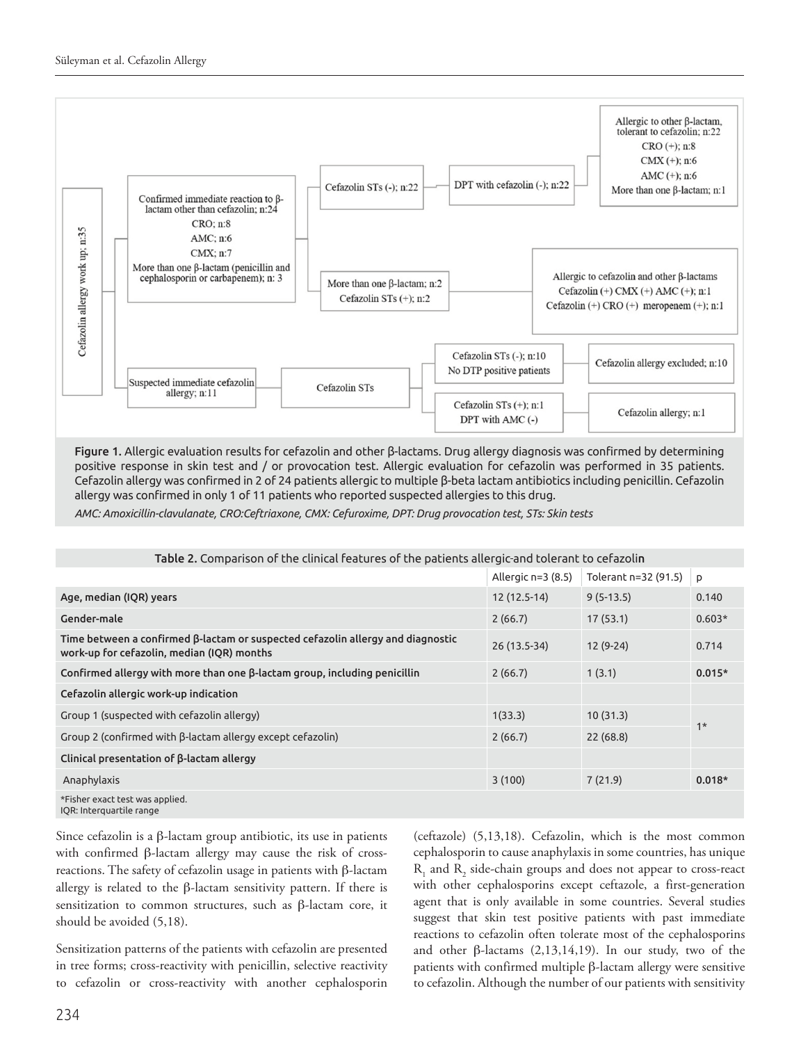Cefazolin allergy work up; n:35

Confirmed immediate reaction to β-lactam other than cefazolin; n:24
CRO; n:8
AMC; n:6
CMX; n:7
More than one β-lactam (penicillin and cephalosporin or carbapenem); n: 3

Cefazolin STs (-); n:22 → DPT with cefazolin (-); n:22 → Allergic to other β-lactam, tolerant to cefazolin; n:22
CRO (+); n:8
CMX (+); n:6
AMC (+); n:6
More than one β-lactam; n:1

More than one β-lactam; n:2
Cefazolin STs (+); n:2 → Allergic to cefazolin and other β-lactams
Cefazolin (+) CMX (+) AMC (+); n:1
Cefazolin (+) CRO (+) meropenem (+); n:1

Suspected immediate cefazolin allergy; n:11 → Cefazolin STs
Cefazolin STs (-); n:10
No DTP positive patients → Cefazolin allergy excluded; n:10
Cefazolin STs (+); n:1
DPT with AMC (-) → Cefazolin allergy; n:1

**Figure 1.** Allergic evaluation results for cefazolin and other β-lactams. Drug allergy diagnosis was confirmed by determining positive response in skin test and / or provocation test. Allergic evaluation for cefazolin was performed in 35 patients. Cefazolin allergy was confirmed in 2 of 24 patients allergic to multiple β-beta lactam antibiotics including penicillin. Cefazolin allergy was confirmed in only 1 of 11 patients who reported suspected allergies to this drug.

*AMC: Amoxicillin-clavulanate, CRO:Ceftriaxone, CMX: Cefuroxime, DPT: Drug provocation test, STs: Skin tests*

**Table 2.** Comparison of the clinical features of the patients allergic-and tolerant to cefazolin

| | Allergic n=3 (8.5) | Tolerant n=32 (91.5) | p |
|---|---|---|---|
| **Age, median (IQR) years** | 12 (12.5-14) | 9 (5-13.5) | 0.140 |
| **Gender-male** | 2 (66.7) | 17 (53.1) | 0.603* |
| **Time between a confirmed β-lactam or suspected cefazolin allergy and diagnostic work-up for cefazolin, median (IQR) months** | 26 (13.5-34) | 12 (9-24) | 0.714 |
| **Confirmed allergy with more than one β-lactam group, including penicillin** | 2 (66.7) | 1 (3.1) | **0.015*** |
| **Cefazolin allergic work-up indication** | | | |
| Group 1 (suspected with cefazolin allergy) | 1(33.3) | 10 (31.3) | 1* |
| Group 2 (confirmed with β-lactam allergy except cefazolin) | 2 (66.7) | 22 (68.8) | |
| **Clinical presentation of β-lactam allergy** | | | |
| Anaphylaxis | 3 (100) | 7 (21.9) | **0.018*** |

*Fisher exact test was applied.
IQR: Interquartile range

Since cefazolin is a β-lactam group antibiotic, its use in patients with confirmed β-lactam allergy may cause the risk of cross-reactions. The safety of cefazolin usage in patients with β-lactam allergy is related to the β-lactam sensitivity pattern. If there is sensitization to common structures, such as β-lactam core, it should be avoided (5,18).

Sensitization patterns of the patients with cefazolin are presented in tree forms; cross-reactivity with penicillin, selective reactivity to cefazolin or cross-reactivity with another cephalosporin (ceftazole) (5,13,18). Cefazolin, which is the most common cephalosporin to cause anaphylaxis in some countries, has unique $R_1$ and $R_2$ side-chain groups and does not appear to cross-react with other cephalosporins except ceftazole, a first-generation agent that is only available in some countries. Several studies suggest that skin test positive patients with past immediate reactions to cefazolin often tolerate most of the cephalosporins and other β-lactams (2,13,14,19). In our study, two of the patients with confirmed multiple β-lactam allergy were sensitive to cefazolin. Although the number of our patients with sensitivity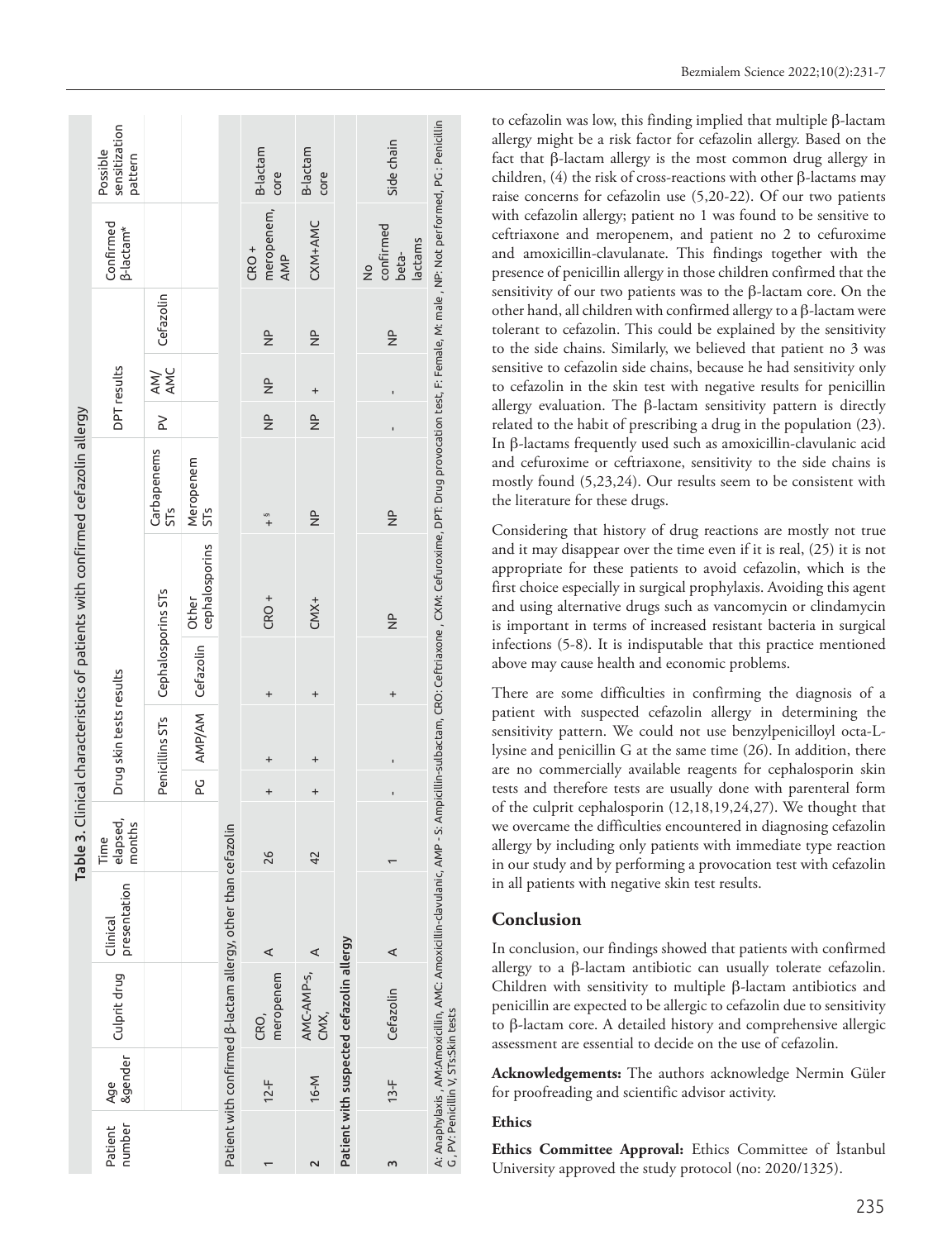**Table 3.** Clinical characteristics of patients with confirmed cefazolin allergy

| Patient number | Age &gender | Culprit drug | Clinical presentation | Time elapsed, months | Drug skin tests results | | | | | | DPT results | | | Confirmed β-lactam* | Possible sensitization pattern |
|---|---|---|---|---|---|---|---|---|---|---|---|---|---|---|---|
| | | | | | Penicillins STs | | Cephalosporins STs | | Carbapenems STs | | | | | | |
| | | | | | PG | AMP/AM | Cefazolin | Other cephalosporins | Meropenem STs | PV | AM/ AMC | Cefazolin | | | |
| Patient with confirmed β-lactam allergy, other than cefazolin | | | | | | | | | | | | | | | |
| 1 | 12-F | CRO, meropenem | A | 26 | + | + | + | CRO + | + § | NP | NP | NP | CRO + meropenem, AMP | B-lactam core | |
| 2 | 16-M | AMC-AMP-s, CMX, | A | 42 | + | + | + | CMX+ | NP | NP | + | NP | CXM+AMC | B-lactam core | |
| Patient with suspected cefazolin allergy | | | | | | | | | | | | | | | |
| 3 | 13-F | Cefazolin | A | 1 | - | - | + | NP | NP | - | - | NP | No confirmed beta-lactams | Side chain | |

A: Anaphylaxis, AM:Amoxicillin, AMC: Amoxicillin-clavulanic, AMP - S: Ampicillin-sulbactam, CRO: Ceftriaxone , CXM: Cefuroxime, DPT: Drug provocation test, F: Female, M: male , NP: Not performed, PG : Penicillin G , PV: Penicillin V, STs:Skin tests

to cefazolin was low, this finding implied that multiple β-lactam allergy might be a risk factor for cefazolin allergy. Based on the fact that β-lactam allergy is the most common drug allergy in children, (4) the risk of cross-reactions with other β-lactams may raise concerns for cefazolin use (5,20-22). Of our two patients with cefazolin allergy; patient no 1 was found to be sensitive to ceftriaxone and meropenem, and patient no 2 to cefuroxime and amoxicillin-clavulanate. This findings together with the presence of penicillin allergy in those children confirmed that the sensitivity of our two patients was to the β-lactam core. On the other hand, all children with confirmed allergy to a β-lactam were tolerant to cefazolin. This could be explained by the sensitivity to the side chains. Similarly, we believed that patient no 3 was sensitive to cefazolin side chains, because he had sensitivity only to cefazolin in the skin test with negative results for penicillin allergy evaluation. The β-lactam sensitivity pattern is directly related to the habit of prescribing a drug in the population (23). In β-lactams frequently used such as amoxicillin-clavulanic acid and cefuroxime or ceftriaxone, sensitivity to the side chains is mostly found (5,23,24). Our results seem to be consistent with the literature for these drugs.

Considering that history of drug reactions are mostly not true and it may disappear over the time even if it is real, (25) it is not appropriate for these patients to avoid cefazolin, which is the first choice especially in surgical prophylaxis. Avoiding this agent and using alternative drugs such as vancomycin or clindamycin is important in terms of increased resistant bacteria in surgical infections (5-8). It is indisputable that this practice mentioned above may cause health and economic problems.

There are some difficulties in confirming the diagnosis of a patient with suspected cefazolin allergy in determining the sensitivity pattern. We could not use benzylpenicilloyl octa-L-lysine and penicillin G at the same time (26). In addition, there are no commercially available reagents for cephalosporin skin tests and therefore tests are usually done with parenteral form of the culprit cephalosporin (12,18,19,24,27). We thought that we overcame the difficulties encountered in diagnosing cefazolin allergy by including only patients with immediate type reaction in our study and by performing a provocation test with cefazolin in all patients with negative skin test results.

## Conclusion

In conclusion, our findings showed that patients with confirmed allergy to a β-lactam antibiotic can usually tolerate cefazolin. Children with sensitivity to multiple β-lactam antibiotics and penicillin are expected to be allergic to cefazolin due to sensitivity to β-lactam core. A detailed history and comprehensive allergic assessment are essential to decide on the use of cefazolin.

**Acknowledgements:** The authors acknowledge Nermin Güler for proofreading and scientific advisor activity.

### Ethics

**Ethics Committee Approval:** Ethics Committee of İstanbul University approved the study protocol (no: 2020/1325).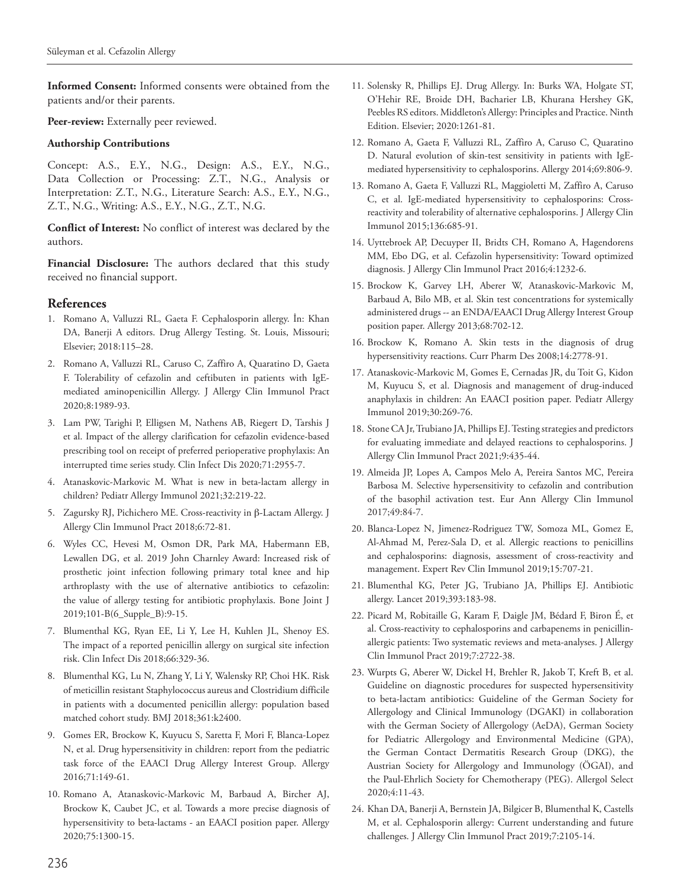**Informed Consent:** Informed consents were obtained from the patients and/or their parents.

**Peer-review:** Externally peer reviewed.

**Authorship Contributions**

Concept: A.S., E.Y., N.G., Design: A.S., E.Y., N.G., Data Collection or Processing: Z.T., N.G., Analysis or Interpretation: Z.T., N.G., Literature Search: A.S., E.Y., N.G., Z.T., N.G., Writing: A.S., E.Y., N.G., Z.T., N.G.

**Conflict of Interest:** No conflict of interest was declared by the authors.

**Financial Disclosure:** The authors declared that this study received no financial support.

## References

1. Romano A, Valluzzi RL, Gaeta F. Cephalosporin allergy. İn: Khan DA, Banerji A editors. Drug Allergy Testing. St. Louis, Missouri; Elsevier; 2018:115–28.
2. Romano A, Valluzzi RL, Caruso C, Zaffiro A, Quaratino D, Gaeta F. Tolerability of cefazolin and ceftibuten in patients with IgE-mediated aminopenicillin Allergy. J Allergy Clin Immunol Pract 2020;8:1989-93.
3. Lam PW, Tarighi P, Elligsen M, Nathens AB, Riegert D, Tarshis J et al. Impact of the allergy clarification for cefazolin evidence-based prescribing tool on receipt of preferred perioperative prophylaxis: An interrupted time series study. Clin Infect Dis 2020;71:2955-7.
4. Atanaskovic-Markovic M. What is new in beta-lactam allergy in children? Pediatr Allergy Immunol 2021;32:219-22.
5. Zagursky RJ, Pichichero ME. Cross-reactivity in β-Lactam Allergy. J Allergy Clin Immunol Pract 2018;6:72-81.
6. Wyles CC, Hevesi M, Osmon DR, Park MA, Habermann EB, Lewallen DG, et al. 2019 John Charnley Award: Increased risk of prosthetic joint infection following primary total knee and hip arthroplasty with the use of alternative antibiotics to cefazolin: the value of allergy testing for antibiotic prophylaxis. Bone Joint J 2019;101-B(6_Supple_B):9-15.
7. Blumenthal KG, Ryan EE, Li Y, Lee H, Kuhlen JL, Shenoy ES. The impact of a reported penicillin allergy on surgical site infection risk. Clin Infect Dis 2018;66:329-36.
8. Blumenthal KG, Lu N, Zhang Y, Li Y, Walensky RP, Choi HK. Risk of meticillin resistant Staphylococcus aureus and Clostridium difficile in patients with a documented penicillin allergy: population based matched cohort study. BMJ 2018;361:k2400.
9. Gomes ER, Brockow K, Kuyucu S, Saretta F, Mori F, Blanca-Lopez N, et al. Drug hypersensitivity in children: report from the pediatric task force of the EAACI Drug Allergy Interest Group. Allergy 2016;71:149-61.
10. Romano A, Atanaskovic-Markovic M, Barbaud A, Bircher AJ, Brockow K, Caubet JC, et al. Towards a more precise diagnosis of hypersensitivity to beta-lactams - an EAACI position paper. Allergy 2020;75:1300-15.
11. Solensky R, Phillips EJ. Drug Allergy. In: Burks WA, Holgate ST, O'Hehir RE, Broide DH, Bacharier LB, Khurana Hershey GK, Peebles RS editors. Middleton's Allergy: Principles and Practice. Ninth Edition. Elsevier; 2020:1261-81.
12. Romano A, Gaeta F, Valluzzi RL, Zaffiro A, Caruso C, Quaratino D. Natural evolution of skin-test sensitivity in patients with IgE-mediated hypersensitivity to cephalosporins. Allergy 2014;69:806-9.
13. Romano A, Gaeta F, Valluzzi RL, Maggioletti M, Zaffiro A, Caruso C, et al. IgE-mediated hypersensitivity to cephalosporins: Cross-reactivity and tolerability of alternative cephalosporins. J Allergy Clin Immunol 2015;136:685-91.
14. Uyttebroek AP, Decuyper II, Bridts CH, Romano A, Hagendorens MM, Ebo DG, et al. Cefazolin hypersensitivity: Toward optimized diagnosis. J Allergy Clin Immunol Pract 2016;4:1232-6.
15. Brockow K, Garvey LH, Aberer W, Atanaskovic-Markovic M, Barbaud A, Bilo MB, et al. Skin test concentrations for systemically administered drugs -- an ENDA/EAACI Drug Allergy Interest Group position paper. Allergy 2013;68:702-12.
16. Brockow K, Romano A. Skin tests in the diagnosis of drug hypersensitivity reactions. Curr Pharm Des 2008;14:2778-91.
17. Atanaskovic-Markovic M, Gomes E, Cernadas JR, du Toit G, Kidon M, Kuyucu S, et al. Diagnosis and management of drug-induced anaphylaxis in children: An EAACI position paper. Pediatr Allergy Immunol 2019;30:269-76.
18. Stone CA Jr, Trubiano JA, Phillips EJ. Testing strategies and predictors for evaluating immediate and delayed reactions to cephalosporins. J Allergy Clin Immunol Pract 2021;9:435-44.
19. Almeida JP, Lopes A, Campos Melo A, Pereira Santos MC, Pereira Barbosa M. Selective hypersensitivity to cefazolin and contribution of the basophil activation test. Eur Ann Allergy Clin Immunol 2017;49:84-7.
20. Blanca-Lopez N, Jimenez-Rodriguez TW, Somoza ML, Gomez E, Al-Ahmad M, Perez-Sala D, et al. Allergic reactions to penicillins and cephalosporins: diagnosis, assessment of cross-reactivity and management. Expert Rev Clin Immunol 2019;15:707-21.
21. Blumenthal KG, Peter JG, Trubiano JA, Phillips EJ. Antibiotic allergy. Lancet 2019;393:183-98.
22. Picard M, Robitaille G, Karam F, Daigle JM, Bédard F, Biron É, et al. Cross-reactivity to cephalosporins and carbapenems in penicillin-allergic patients: Two systematic reviews and meta-analyses. J Allergy Clin Immunol Pract 2019;7:2722-38.
23. Wurpts G, Aberer W, Dickel H, Brehler R, Jakob T, Kreft B, et al. Guideline on diagnostic procedures for suspected hypersensitivity to beta-lactam antibiotics: Guideline of the German Society for Allergology and Clinical Immunology (DGAKI) in collaboration with the German Society of Allergology (AeDA), German Society for Pediatric Allergology and Environmental Medicine (GPA), the German Contact Dermatitis Research Group (DKG), the Austrian Society for Allergology and Immunology (ÖGAI), and the Paul-Ehrlich Society for Chemotherapy (PEG). Allergol Select 2020;4:11-43.
24. Khan DA, Banerji A, Bernstein JA, Bilgicer B, Blumenthal K, Castells M, et al. Cephalosporin allergy: Current understanding and future challenges. J Allergy Clin Immunol Pract 2019;7:2105-14.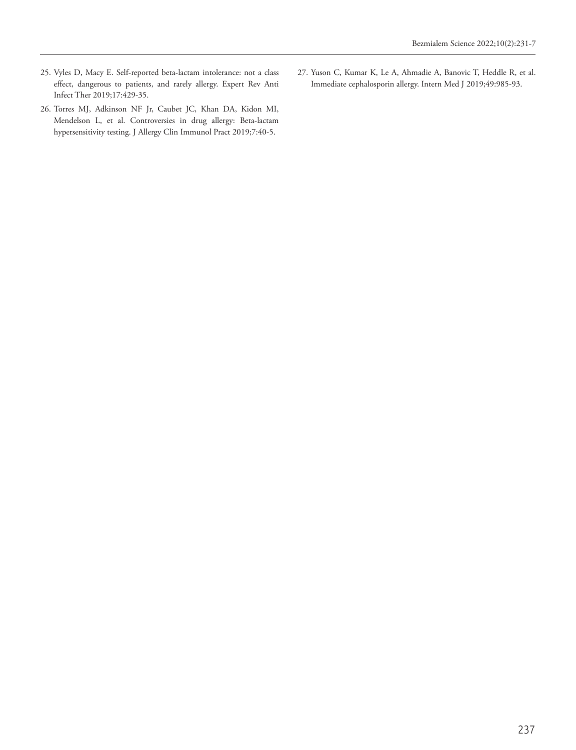25. Vyles D, Macy E. Self-reported beta-lactam intolerance: not a class effect, dangerous to patients, and rarely allergy. Expert Rev Anti Infect Ther 2019;17:429-35.
26. Torres MJ, Adkinson NF Jr, Caubet JC, Khan DA, Kidon MI, Mendelson L, et al. Controversies in drug allergy: Beta-lactam hypersensitivity testing. J Allergy Clin Immunol Pract 2019;7:40-5.
27. Yuson C, Kumar K, Le A, Ahmadie A, Banovic T, Heddle R, et al. Immediate cephalosporin allergy. Intern Med J 2019;49:985-93.